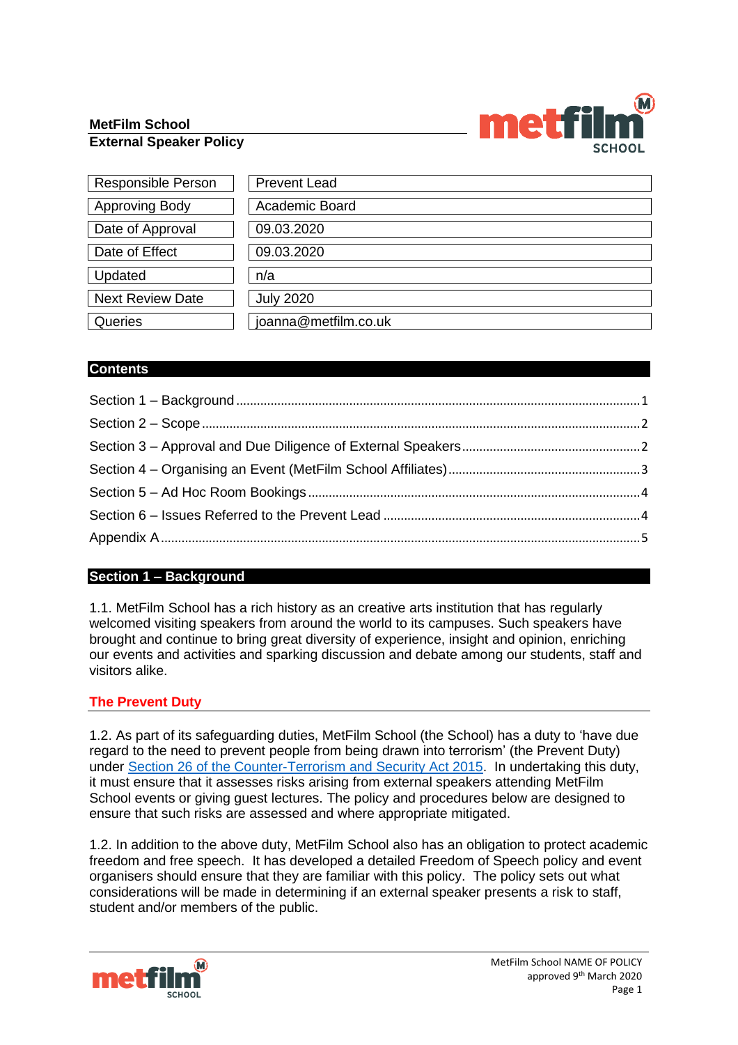**MetFilm School**
**External Speaker Policy**

| Responsible Person | Prevent Lead |
|---|---|
| Approving Body | Academic Board |
| Date of Approval | 09.03.2020 |
| Date of Effect | 09.03.2020 |
| Updated | n/a |
| Next Review Date | July 2020 |
| Queries | joanna@metfilm.co.uk |

## Contents

Section 1 – Background ........ 1
Section 2 – Scope ........ 2
Section 3 – Approval and Due Diligence of External Speakers ........ 2
Section 4 – Organising an Event (MetFilm School Affiliates) ........ 3
Section 5 – Ad Hoc Room Bookings ........ 4
Section 6 – Issues Referred to the Prevent Lead ........ 4
Appendix A ........ 5

## Section 1 – Background

1.1. MetFilm School has a rich history as an creative arts institution that has regularly welcomed visiting speakers from around the world to its campuses. Such speakers have brought and continue to bring great diversity of experience, insight and opinion, enriching our events and activities and sparking discussion and debate among our students, staff and visitors alike.

### The Prevent Duty

1.2. As part of its safeguarding duties, MetFilm School (the School) has a duty to 'have due regard to the need to prevent people from being drawn into terrorism' (the Prevent Duty) under Section 26 of the Counter-Terrorism and Security Act 2015. In undertaking this duty, it must ensure that it assesses risks arising from external speakers attending MetFilm School events or giving guest lectures. The policy and procedures below are designed to ensure that such risks are assessed and where appropriate mitigated.

1.2. In addition to the above duty, MetFilm School also has an obligation to protect academic freedom and free speech. It has developed a detailed Freedom of Speech policy and event organisers should ensure that they are familiar with this policy. The policy sets out what considerations will be made in determining if an external speaker presents a risk to staff, student and/or members of the public.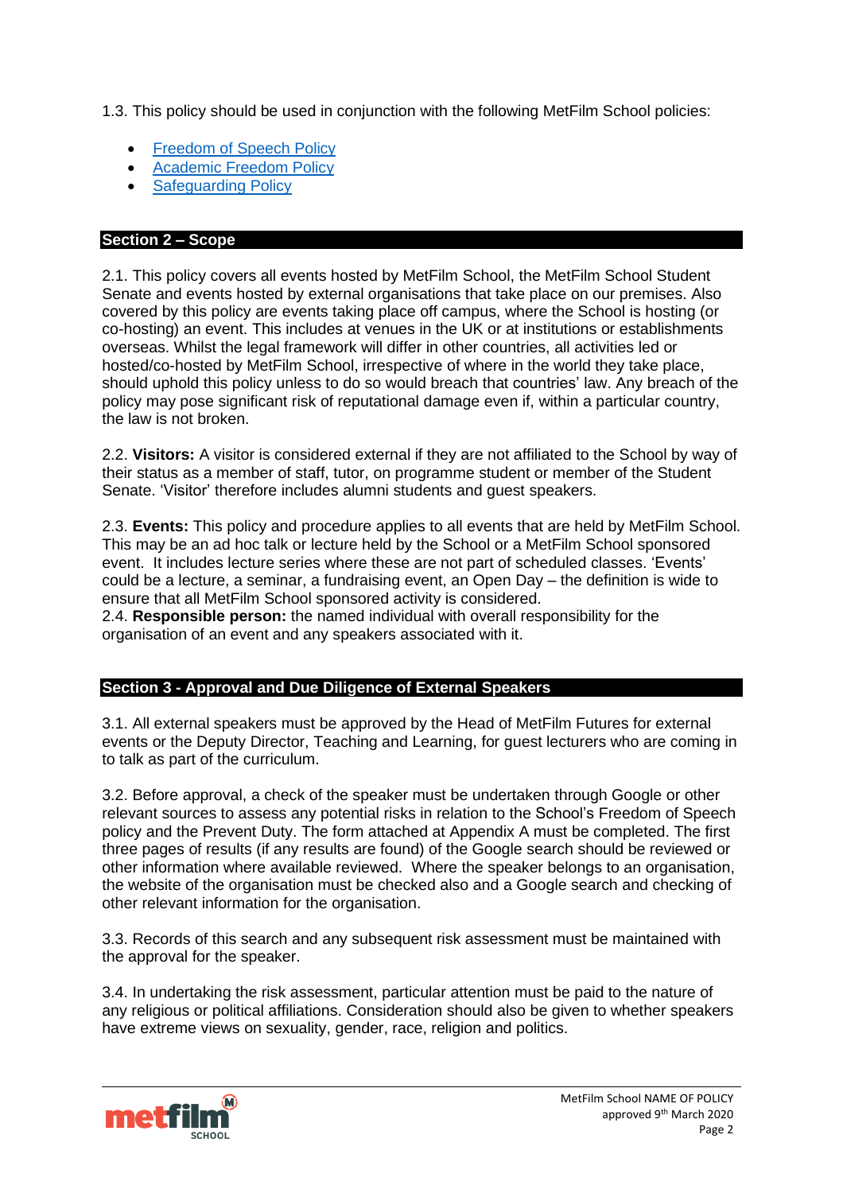1.3. This policy should be used in conjunction with the following MetFilm School policies:

- [Freedom of Speech Policy]
- [Academic Freedom Policy]
- [Safeguarding Policy]

## Section 2 – Scope

2.1. This policy covers all events hosted by MetFilm School, the MetFilm School Student Senate and events hosted by external organisations that take place on our premises. Also covered by this policy are events taking place off campus, where the School is hosting (or co-hosting) an event. This includes at venues in the UK or at institutions or establishments overseas. Whilst the legal framework will differ in other countries, all activities led or hosted/co-hosted by MetFilm School, irrespective of where in the world they take place, should uphold this policy unless to do so would breach that countries' law. Any breach of the policy may pose significant risk of reputational damage even if, within a particular country, the law is not broken.

2.2. **Visitors:** A visitor is considered external if they are not affiliated to the School by way of their status as a member of staff, tutor, on programme student or member of the Student Senate. 'Visitor' therefore includes alumni students and guest speakers.

2.3. **Events:** This policy and procedure applies to all events that are held by MetFilm School. This may be an ad hoc talk or lecture held by the School or a MetFilm School sponsored event. It includes lecture series where these are not part of scheduled classes. 'Events' could be a lecture, a seminar, a fundraising event, an Open Day – the definition is wide to ensure that all MetFilm School sponsored activity is considered.

2.4. **Responsible person:** the named individual with overall responsibility for the organisation of an event and any speakers associated with it.

## Section 3 - Approval and Due Diligence of External Speakers

3.1. All external speakers must be approved by the Head of MetFilm Futures for external events or the Deputy Director, Teaching and Learning, for guest lecturers who are coming in to talk as part of the curriculum.

3.2. Before approval, a check of the speaker must be undertaken through Google or other relevant sources to assess any potential risks in relation to the School's Freedom of Speech policy and the Prevent Duty. The form attached at Appendix A must be completed. The first three pages of results (if any results are found) of the Google search should be reviewed or other information where available reviewed. Where the speaker belongs to an organisation, the website of the organisation must be checked also and a Google search and checking of other relevant information for the organisation.

3.3. Records of this search and any subsequent risk assessment must be maintained with the approval for the speaker.

3.4. In undertaking the risk assessment, particular attention must be paid to the nature of any religious or political affiliations. Consideration should also be given to whether speakers have extreme views on sexuality, gender, race, religion and politics.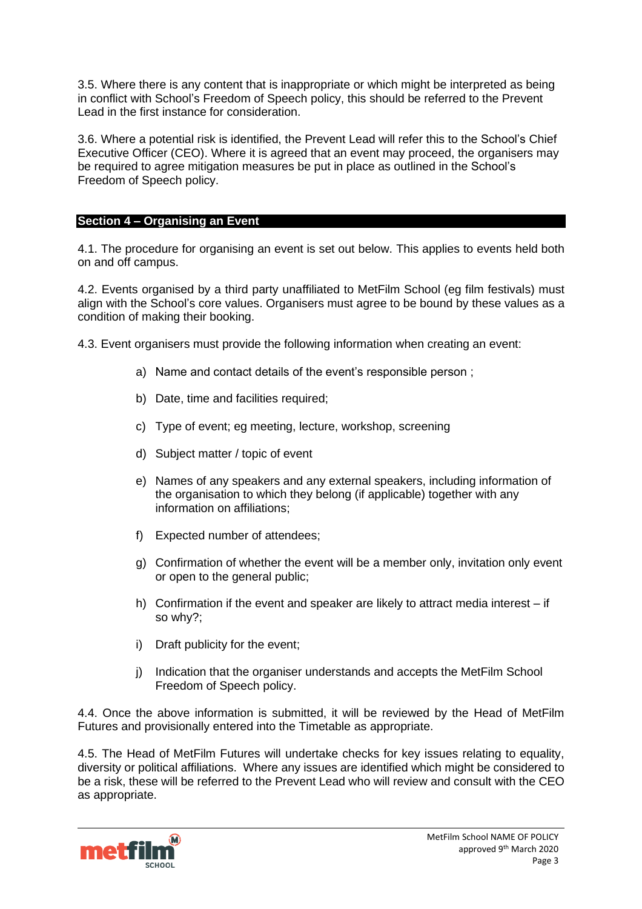3.5. Where there is any content that is inappropriate or which might be interpreted as being in conflict with School's Freedom of Speech policy, this should be referred to the Prevent Lead in the first instance for consideration.

3.6. Where a potential risk is identified, the Prevent Lead will refer this to the School's Chief Executive Officer (CEO). Where it is agreed that an event may proceed, the organisers may be required to agree mitigation measures be put in place as outlined in the School's Freedom of Speech policy.

## Section 4 – Organising an Event

4.1. The procedure for organising an event is set out below. This applies to events held both on and off campus.

4.2. Events organised by a third party unaffiliated to MetFilm School (eg film festivals) must align with the School's core values. Organisers must agree to be bound by these values as a condition of making their booking.

4.3. Event organisers must provide the following information when creating an event:

a) Name and contact details of the event's responsible person ;

b) Date, time and facilities required;

c) Type of event; eg meeting, lecture, workshop, screening

d) Subject matter / topic of event

e) Names of any speakers and any external speakers, including information of the organisation to which they belong (if applicable) together with any information on affiliations;

f) Expected number of attendees;

g) Confirmation of whether the event will be a member only, invitation only event or open to the general public;

h) Confirmation if the event and speaker are likely to attract media interest – if so why?;

i) Draft publicity for the event;

j) Indication that the organiser understands and accepts the MetFilm School Freedom of Speech policy.

4.4. Once the above information is submitted, it will be reviewed by the Head of MetFilm Futures and provisionally entered into the Timetable as appropriate.

4.5. The Head of MetFilm Futures will undertake checks for key issues relating to equality, diversity or political affiliations. Where any issues are identified which might be considered to be a risk, these will be referred to the Prevent Lead who will review and consult with the CEO as appropriate.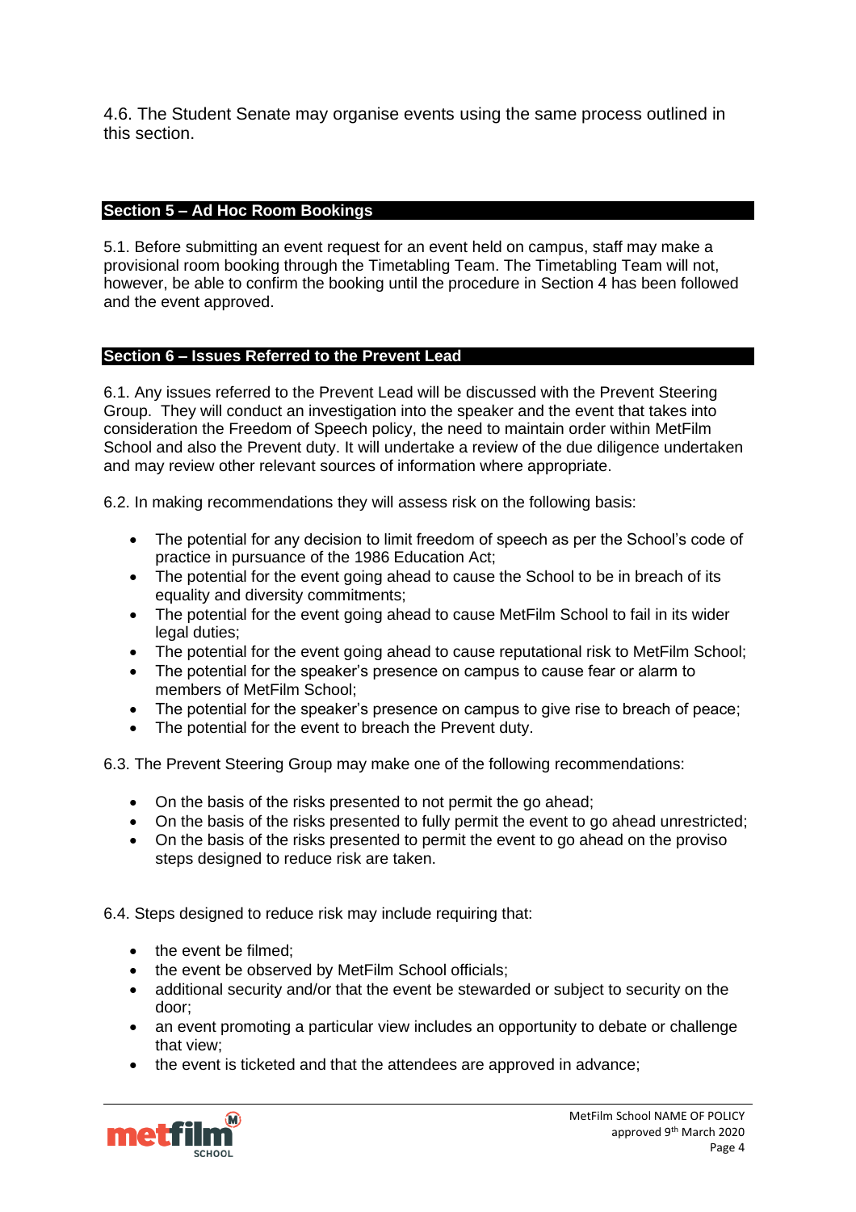4.6. The Student Senate may organise events using the same process outlined in this section.

## Section 5 – Ad Hoc Room Bookings

5.1. Before submitting an event request for an event held on campus, staff may make a provisional room booking through the Timetabling Team. The Timetabling Team will not, however, be able to confirm the booking until the procedure in Section 4 has been followed and the event approved.

## Section 6 – Issues Referred to the Prevent Lead

6.1. Any issues referred to the Prevent Lead will be discussed with the Prevent Steering Group. They will conduct an investigation into the speaker and the event that takes into consideration the Freedom of Speech policy, the need to maintain order within MetFilm School and also the Prevent duty. It will undertake a review of the due diligence undertaken and may review other relevant sources of information where appropriate.

6.2. In making recommendations they will assess risk on the following basis:

- The potential for any decision to limit freedom of speech as per the School's code of practice in pursuance of the 1986 Education Act;
- The potential for the event going ahead to cause the School to be in breach of its equality and diversity commitments;
- The potential for the event going ahead to cause MetFilm School to fail in its wider legal duties;
- The potential for the event going ahead to cause reputational risk to MetFilm School;
- The potential for the speaker's presence on campus to cause fear or alarm to members of MetFilm School;
- The potential for the speaker's presence on campus to give rise to breach of peace;
- The potential for the event to breach the Prevent duty.

6.3. The Prevent Steering Group may make one of the following recommendations:

- On the basis of the risks presented to not permit the go ahead;
- On the basis of the risks presented to fully permit the event to go ahead unrestricted;
- On the basis of the risks presented to permit the event to go ahead on the proviso steps designed to reduce risk are taken.

6.4. Steps designed to reduce risk may include requiring that:

- the event be filmed;
- the event be observed by MetFilm School officials;
- additional security and/or that the event be stewarded or subject to security on the door;
- an event promoting a particular view includes an opportunity to debate or challenge that view;
- the event is ticketed and that the attendees are approved in advance;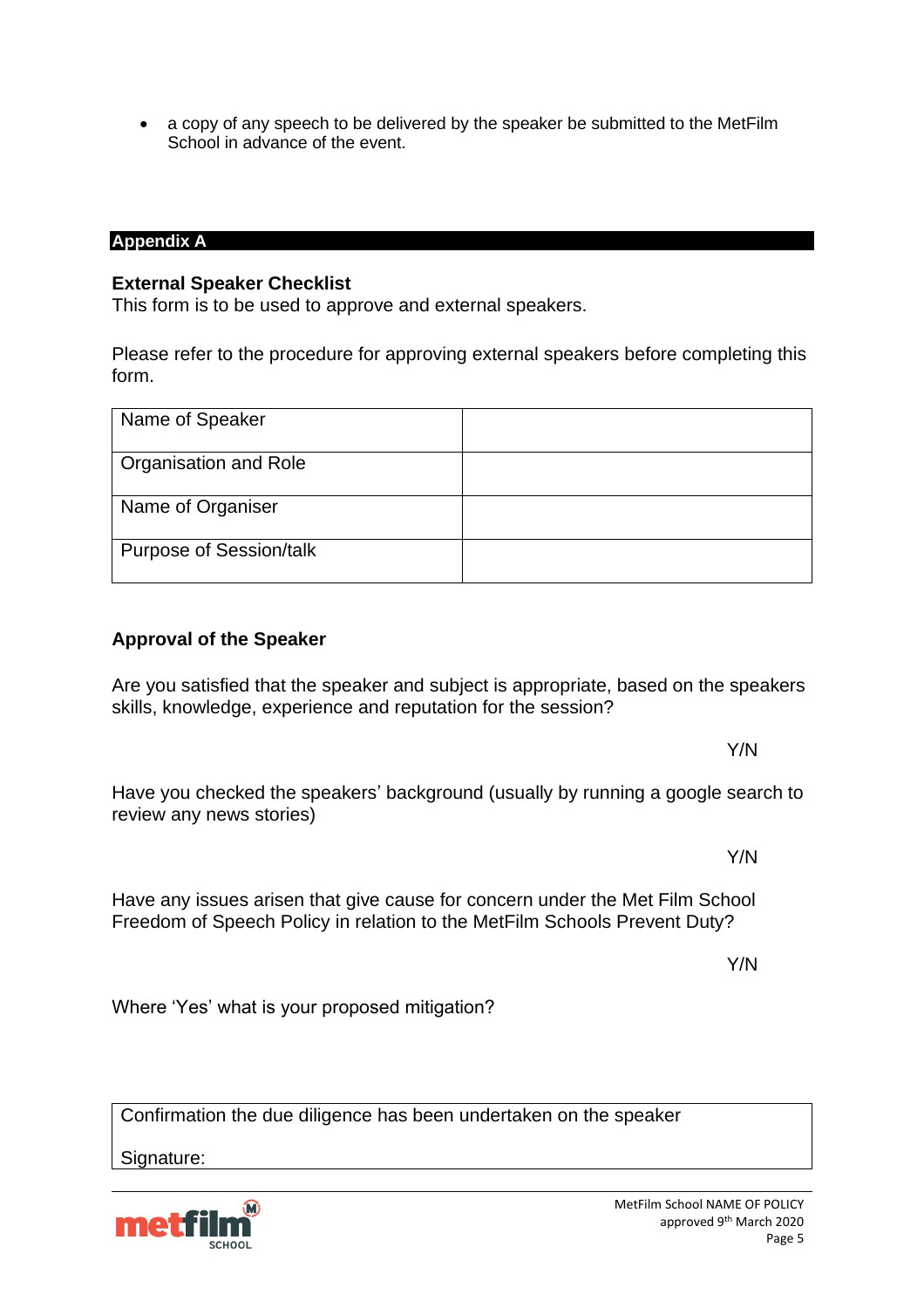- a copy of any speech to be delivered by the speaker be submitted to the MetFilm School in advance of the event.

## Appendix A

**External Speaker Checklist**
This form is to be used to approve and external speakers.

Please refer to the procedure for approving external speakers before completing this form.

| Name of Speaker | |
|---|---|
| Organisation and Role | |
| Name of Organiser | |
| Purpose of Session/talk | |

**Approval of the Speaker**

Are you satisfied that the speaker and subject is appropriate, based on the speakers skills, knowledge, experience and reputation for the session?

Y/N

Have you checked the speakers' background (usually by running a google search to review any news stories)

Y/N

Have any issues arisen that give cause for concern under the Met Film School Freedom of Speech Policy in relation to the MetFilm Schools Prevent Duty?

Y/N

Where 'Yes' what is your proposed mitigation?

| Confirmation the due diligence has been undertaken on the speaker<br><br>Signature: |
|---|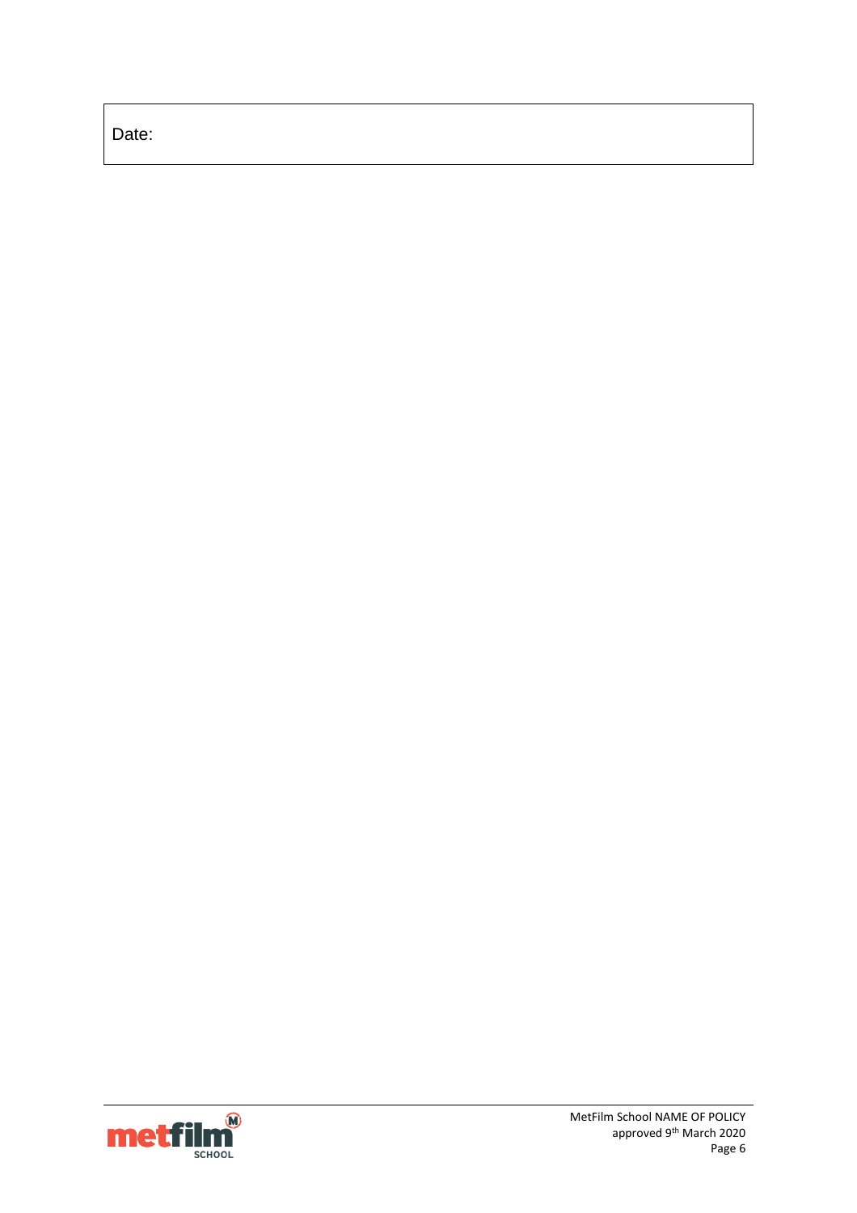| |
|---|
| Date: |